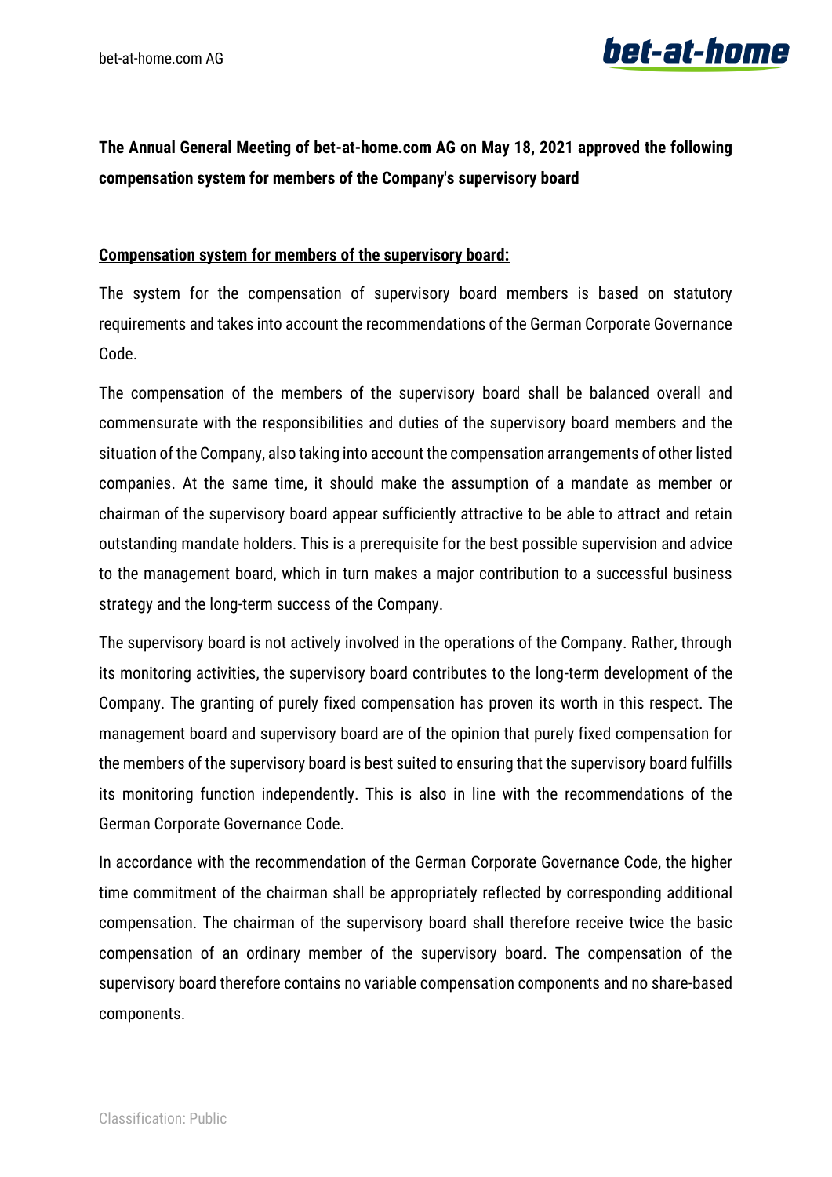**The Annual General Meeting of bet-at-home.com AG on May 18, 2021 approved the following compensation system for members of the Company's supervisory board**

## Compensation system for members of the supervisory board:

The system for the compensation of supervisory board members is based on statutory requirements and takes into account the recommendations of the German Corporate Governance Code.

The compensation of the members of the supervisory board shall be balanced overall and commensurate with the responsibilities and duties of the supervisory board members and the situation of the Company, also taking into account the compensation arrangements of other listed companies. At the same time, it should make the assumption of a mandate as member or chairman of the supervisory board appear sufficiently attractive to be able to attract and retain outstanding mandate holders. This is a prerequisite for the best possible supervision and advice to the management board, which in turn makes a major contribution to a successful business strategy and the long-term success of the Company.

The supervisory board is not actively involved in the operations of the Company. Rather, through its monitoring activities, the supervisory board contributes to the long-term development of the Company. The granting of purely fixed compensation has proven its worth in this respect. The management board and supervisory board are of the opinion that purely fixed compensation for the members of the supervisory board is best suited to ensuring that the supervisory board fulfills its monitoring function independently. This is also in line with the recommendations of the German Corporate Governance Code.

In accordance with the recommendation of the German Corporate Governance Code, the higher time commitment of the chairman shall be appropriately reflected by corresponding additional compensation. The chairman of the supervisory board shall therefore receive twice the basic compensation of an ordinary member of the supervisory board. The compensation of the supervisory board therefore contains no variable compensation components and no share-based components.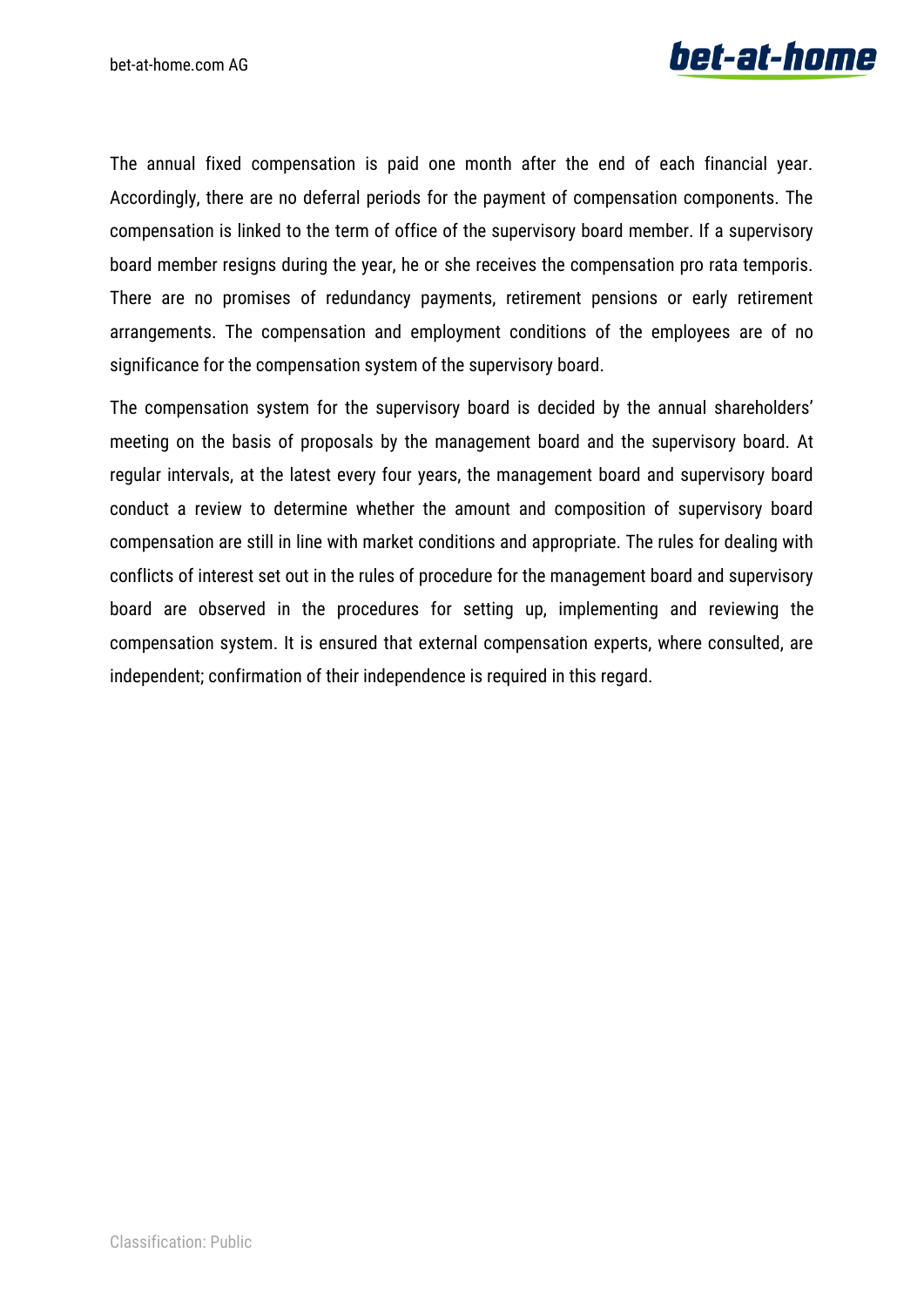The annual fixed compensation is paid one month after the end of each financial year. Accordingly, there are no deferral periods for the payment of compensation components. The compensation is linked to the term of office of the supervisory board member. If a supervisory board member resigns during the year, he or she receives the compensation pro rata temporis. There are no promises of redundancy payments, retirement pensions or early retirement arrangements. The compensation and employment conditions of the employees are of no significance for the compensation system of the supervisory board.

The compensation system for the supervisory board is decided by the annual shareholders' meeting on the basis of proposals by the management board and the supervisory board. At regular intervals, at the latest every four years, the management board and supervisory board conduct a review to determine whether the amount and composition of supervisory board compensation are still in line with market conditions and appropriate. The rules for dealing with conflicts of interest set out in the rules of procedure for the management board and supervisory board are observed in the procedures for setting up, implementing and reviewing the compensation system. It is ensured that external compensation experts, where consulted, are independent; confirmation of their independence is required in this regard.